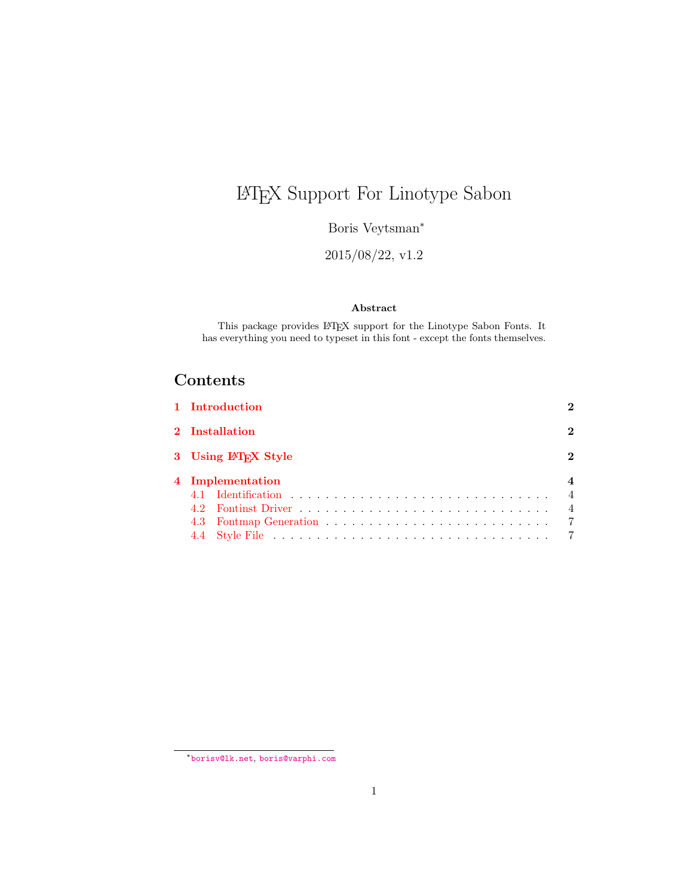# LaTeX Support For Linotype Sabon

Boris Veytsman*

2015/08/22, v1.2

**Abstract**

This package provides LaTeX support for the Linotype Sabon Fonts. It has everything you need to typeset in this font - except the fonts themselves.

## Contents

- **1 Introduction** — 2
- **2 Installation** — 2
- **3 Using LaTeX Style** — 2
- **4 Implementation** — 4
  - 4.1 Identification — 4
  - 4.2 Fontinst Driver — 4
  - 4.3 Fontmap Generation — 7
  - 4.4 Style File — 7

*borisv@lk.net, boris@varphi.com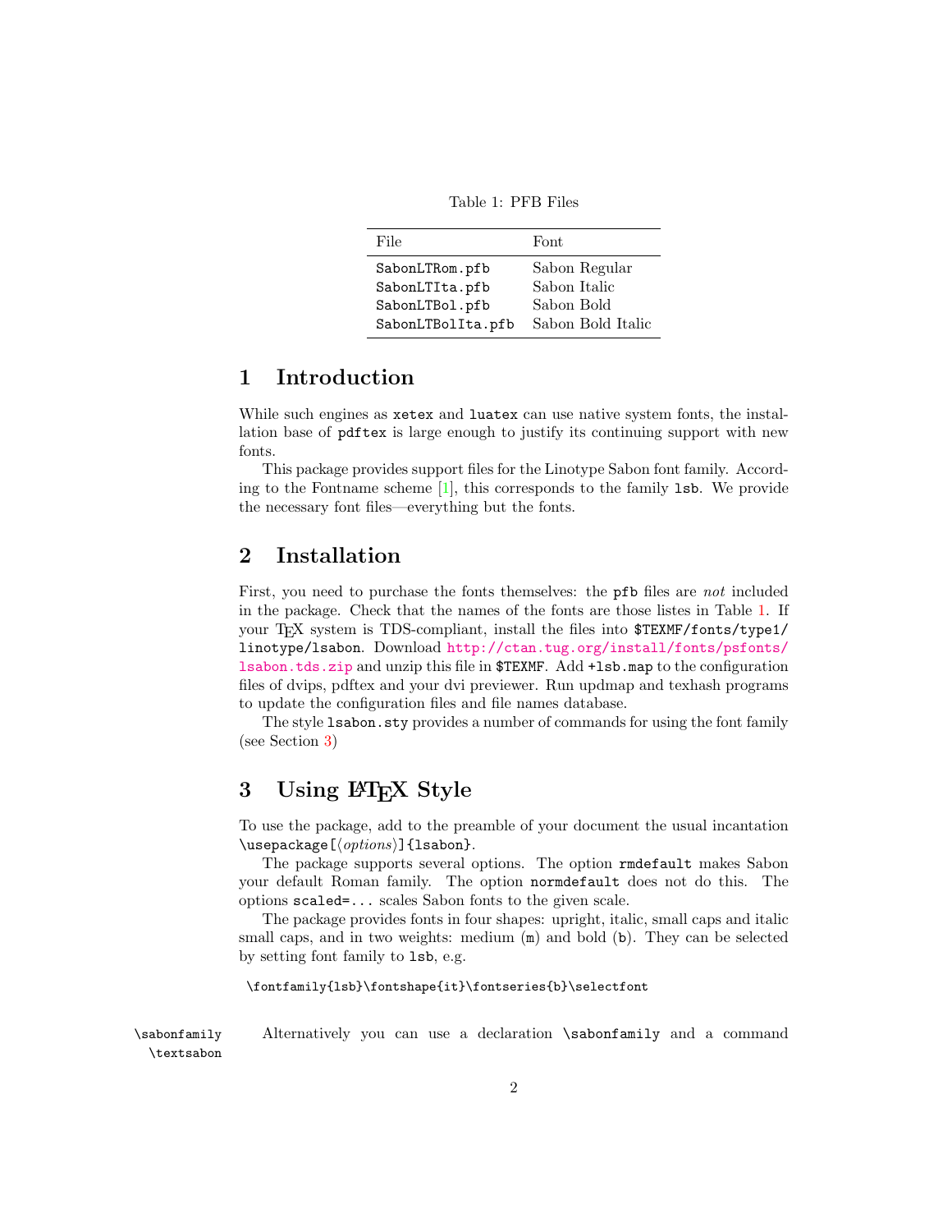Table 1: PFB Files

| File | Font |
|---|---|
| `SabonLTRom.pfb` | Sabon Regular |
| `SabonLTIta.pfb` | Sabon Italic |
| `SabonLTBol.pfb` | Sabon Bold |
| `SabonLTBolIta.pfb` | Sabon Bold Italic |

# 1 Introduction

While such engines as `xetex` and `luatex` can use native system fonts, the installation base of `pdftex` is large enough to justify its continuing support with new fonts.

This package provides support files for the Linotype Sabon font family. According to the Fontname scheme [1], this corresponds to the family `lsb`. We provide the necessary font files—everything but the fonts.

# 2 Installation

First, you need to purchase the fonts themselves: the `pfb` files are *not* included in the package. Check that the names of the fonts are those listes in Table 1. If your TEX system is TDS-compliant, install the files into `$TEXMF/fonts/type1/linotype/lsabon`. Download `http://ctan.tug.org/install/fonts/psfonts/lsabon.tds.zip` and unzip this file in `$TEXMF`. Add `+lsb.map` to the configuration files of dvips, pdftex and your dvi previewer. Run updmap and texhash programs to update the configuration files and file names database.

The style `lsabon.sty` provides a number of commands for using the font family (see Section 3)

# 3 Using LATEX Style

To use the package, add to the preamble of your document the usual incantation `\usepackage[`⟨*options*⟩`]{lsabon}`.

The package supports several options. The option `rmdefault` makes Sabon your default Roman family. The option `normdefault` does not do this. The options `scaled=...` scales Sabon fonts to the given scale.

The package provides fonts in four shapes: upright, italic, small caps and italic small caps, and in two weights: medium (`m`) and bold (`b`). They can be selected by setting font family to `lsb`, e.g.

```
\fontfamily{lsb}\fontshape{it}\fontseries{b}\selectfont
```

`\sabonfamily` `\textsabon`

Alternatively you can use a declaration `\sabonfamily` and a command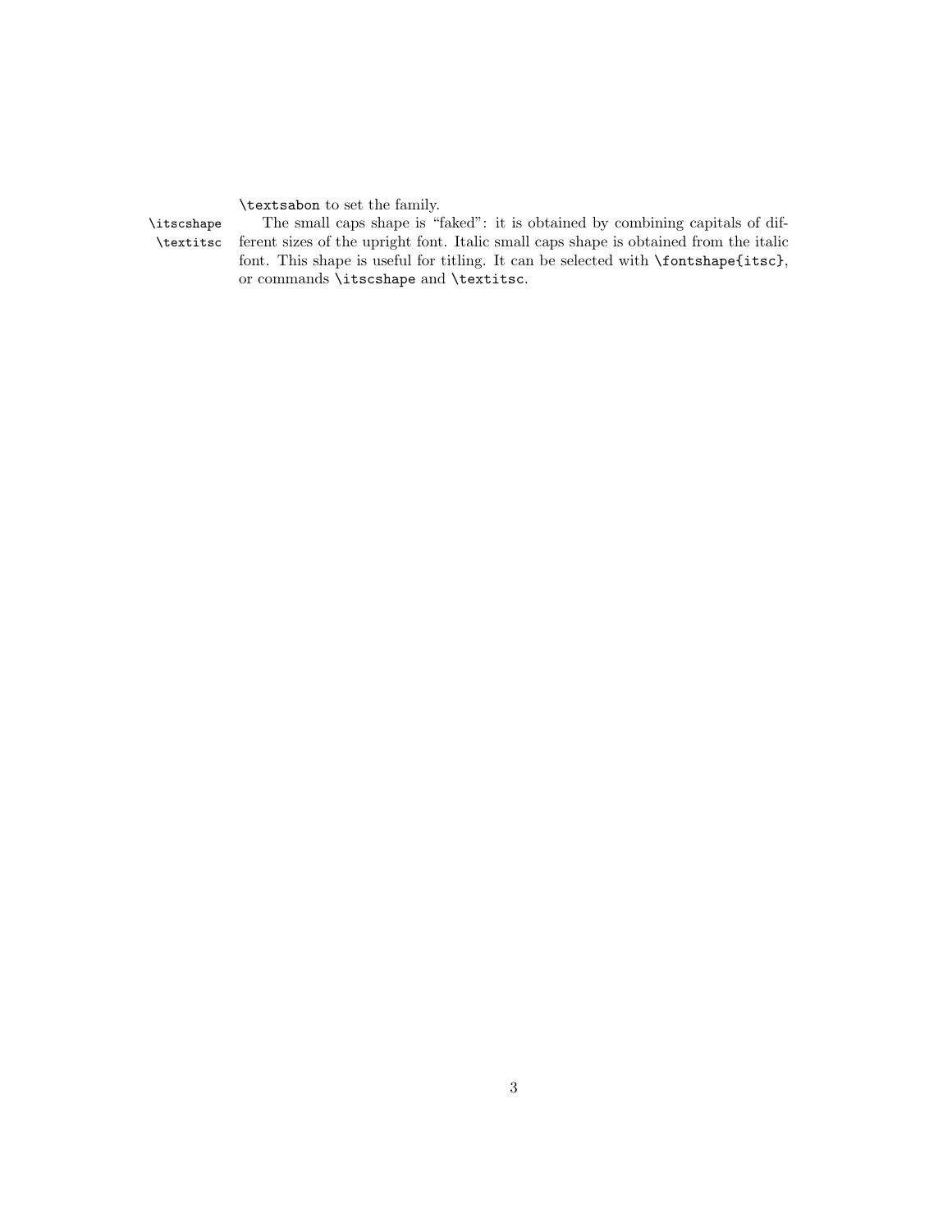`\textsabon` to set the family.

`\itscshape` `\textitsc` The small caps shape is "faked": it is obtained by combining capitals of different sizes of the upright font. Italic small caps shape is obtained from the italic font. This shape is useful for titling. It can be selected with `\fontshape{itsc}`, or commands `\itscshape` and `\textitsc`.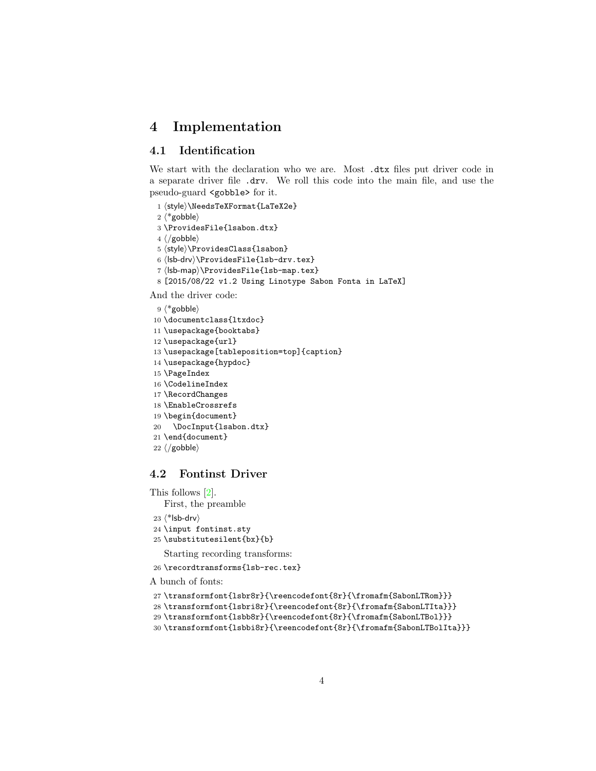# 4 Implementation

## 4.1 Identification

We start with the declaration who we are. Most `.dtx` files put driver code in a separate driver file `.drv`. We roll this code into the main file, and use the pseudo-guard `<gobble>` for it.

```
1 ⟨style⟩\NeedsTeXFormat{LaTeX2e}
2 ⟨*gobble⟩
3 \ProvidesFile{lsabon.dtx}
4 ⟨/gobble⟩
5 ⟨style⟩\ProvidesClass{lsabon}
6 ⟨lsb-drv⟩\ProvidesFile{lsb-drv.tex}
7 ⟨lsb-map⟩\ProvidesFile{lsb-map.tex}
8 [2015/08/22 v1.2 Using Linotype Sabon Fonta in LaTeX]
```

And the driver code:

```
9 ⟨*gobble⟩
10 \documentclass{ltxdoc}
11 \usepackage{booktabs}
12 \usepackage{url}
13 \usepackage[tableposition=top]{caption}
14 \usepackage{hypdoc}
15 \PageIndex
16 \CodelineIndex
17 \RecordChanges
18 \EnableCrossrefs
19 \begin{document}
20   \DocInput{lsabon.dtx}
21 \end{document}
22 ⟨/gobble⟩
```

## 4.2 Fontinst Driver

This follows [2].

First, the preamble

```
23 ⟨*lsb-drv⟩
24 \input fontinst.sty
25 \substitutesilent{bx}{b}
```

Starting recording transforms:

```
26 \recordtransforms{lsb-rec.tex}
```

A bunch of fonts:

```
27 \transformfont{lsbr8r}{\reencodefont{8r}{\fromafm{SabonLTRom}}}
28 \transformfont{lsbri8r}{\reencodefont{8r}{\fromafm{SabonLTIta}}}
29 \transformfont{lsbb8r}{\reencodefont{8r}{\fromafm{SabonLTBol}}}
30 \transformfont{lsbbi8r}{\reencodefont{8r}{\fromafm{SabonLTBolIta}}}
```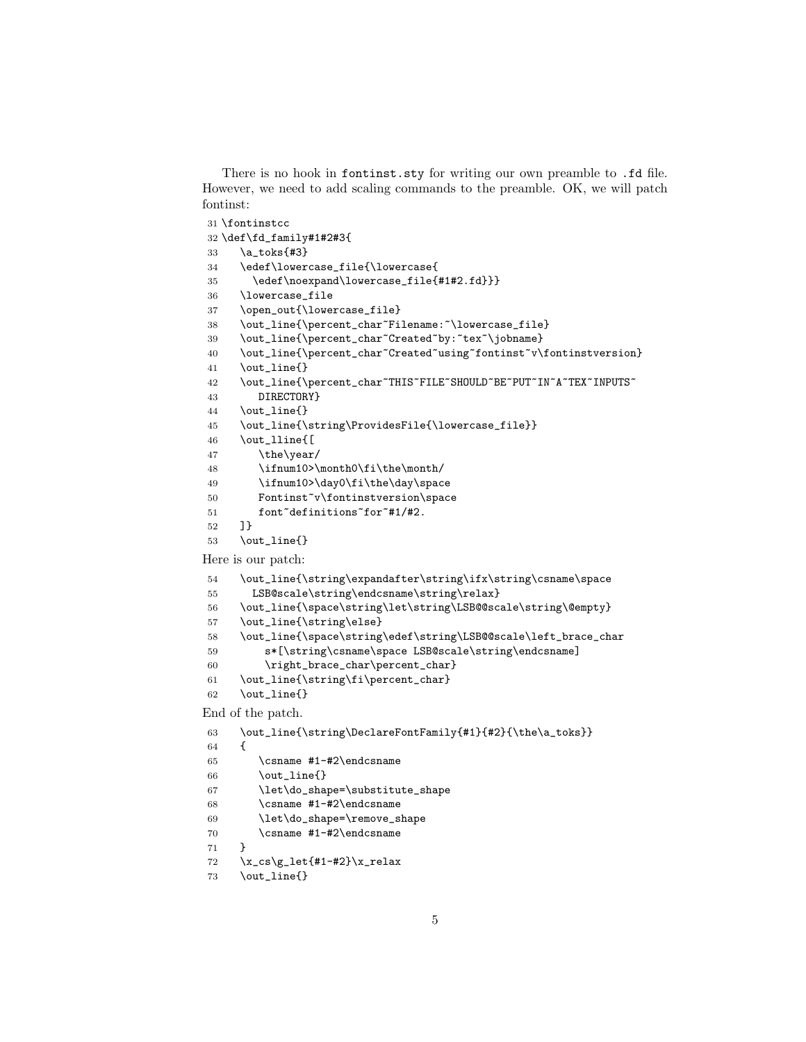There is no hook in `fontinst.sty` for writing our own preamble to `.fd` file. However, we need to add scaling commands to the preamble. OK, we will patch fontinst:

```
31 \fontinstcc
32 \def\fd_family#1#2#3{
33    \a_toks{#3}
34    \edef\lowercase_file{\lowercase{
35      \edef\noexpand\lowercase_file{#1#2.fd}}}
36    \lowercase_file
37    \open_out{\lowercase_file}
38    \out_line{\percent_char~Filename:~\lowercase_file}
39    \out_line{\percent_char~Created~by:~tex~\jobname}
40    \out_line{\percent_char~Created~using~fontinst~v\fontinstversion}
41    \out_line{}
42    \out_line{\percent_char~THIS~FILE~SHOULD~BE~PUT~IN~A~TEX~INPUTS~
43       DIRECTORY}
44    \out_line{}
45    \out_line{\string\ProvidesFile{\lowercase_file}}
46    \out_lline{[
47       \the\year/
48       \ifnum10>\month0\fi\the\month/
49       \ifnum10>\day0\fi\the\day\space
50       Fontinst~v\fontinstversion\space
51       font~definitions~for~#1/#2.
52    ]}
53    \out_line{}
```

Here is our patch:

```
54    \out_line{\string\expandafter\string\ifx\string\csname\space
55      LSB@scale\string\endcsname\string\relax}
56    \out_line{\space\string\let\string\LSB@@scale\string\@empty}
57    \out_line{\string\else}
58    \out_line{\space\string\edef\string\LSB@@scale\left_brace_char
59        s*[\string\csname\space LSB@scale\string\endcsname]
60       \right_brace_char\percent_char}
61    \out_line{\string\fi\percent_char}
62    \out_line{}
```

End of the patch.

```
63    \out_line{\string\DeclareFontFamily{#1}{#2}{\the\a_toks}}
64    {
65       \csname #1-#2\endcsname
66       \out_line{}
67       \let\do_shape=\substitute_shape
68       \csname #1-#2\endcsname
69       \let\do_shape=\remove_shape
70       \csname #1-#2\endcsname
71    }
72    \x_cs\g_let{#1-#2}\x_relax
73    \out_line{}
```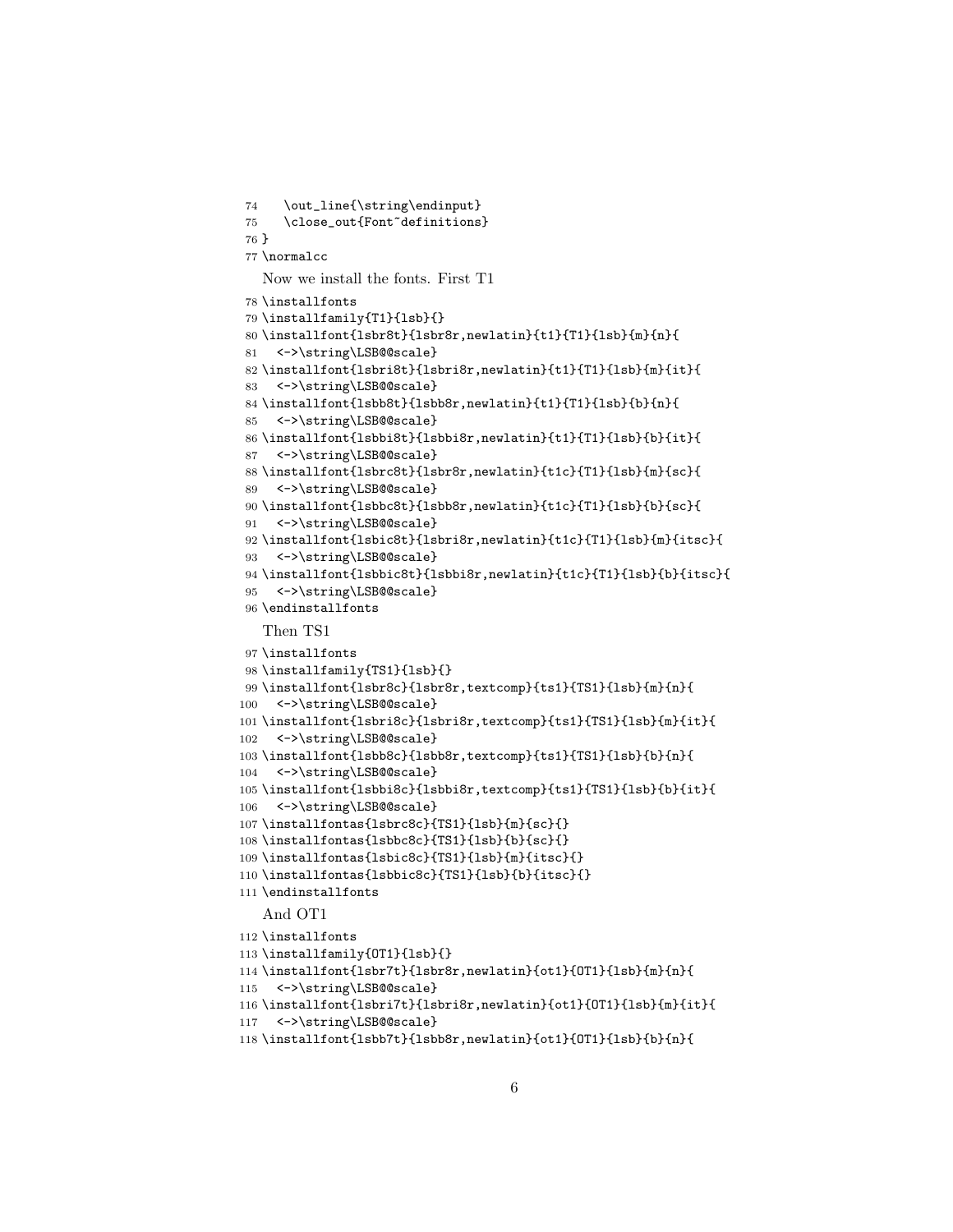```
74   \out_line{\string\endinput}
75   \close_out{Font~definitions}
76 }
77 \normalcc
```

Now we install the fonts. First T1

```
78 \installfonts
79 \installfamily{T1}{lsb}{}
80 \installfont{lsbr8t}{lsbr8r,newlatin}{t1}{T1}{lsb}{m}{n}{
81   <->\string\LSB@@scale}
82 \installfont{lsbri8t}{lsbri8r,newlatin}{t1}{T1}{lsb}{m}{it}{
83   <->\string\LSB@@scale}
84 \installfont{lsbb8t}{lsbb8r,newlatin}{t1}{T1}{lsb}{b}{n}{
85   <->\string\LSB@@scale}
86 \installfont{lsbbi8t}{lsbbi8r,newlatin}{t1}{T1}{lsb}{b}{it}{
87   <->\string\LSB@@scale}
88 \installfont{lsbrc8t}{lsbr8r,newlatin}{t1c}{T1}{lsb}{m}{sc}{
89   <->\string\LSB@@scale}
90 \installfont{lsbbc8t}{lsbb8r,newlatin}{t1c}{T1}{lsb}{b}{sc}{
91   <->\string\LSB@@scale}
92 \installfont{lsbic8t}{lsbri8r,newlatin}{t1c}{T1}{lsb}{m}{itsc}{
93   <->\string\LSB@@scale}
94 \installfont{lsbbic8t}{lsbbi8r,newlatin}{t1c}{T1}{lsb}{b}{itsc}{
95   <->\string\LSB@@scale}
96 \endinstallfonts
```

Then TS1

```
97 \installfonts
98 \installfamily{TS1}{lsb}{}
99 \installfont{lsbr8c}{lsbr8r,textcomp}{ts1}{TS1}{lsb}{m}{n}{
100   <->\string\LSB@@scale}
101 \installfont{lsbri8c}{lsbri8r,textcomp}{ts1}{TS1}{lsb}{m}{it}{
102   <->\string\LSB@@scale}
103 \installfont{lsbb8c}{lsbb8r,textcomp}{ts1}{TS1}{lsb}{b}{n}{
104   <->\string\LSB@@scale}
105 \installfont{lsbbi8c}{lsbbi8r,textcomp}{ts1}{TS1}{lsb}{b}{it}{
106   <->\string\LSB@@scale}
107 \installfontas{lsbrc8c}{TS1}{lsb}{m}{sc}{}
108 \installfontas{lsbbc8c}{TS1}{lsb}{b}{sc}{}
109 \installfontas{lsbic8c}{TS1}{lsb}{m}{itsc}{}
110 \installfontas{lsbbic8c}{TS1}{lsb}{b}{itsc}{}
111 \endinstallfonts
```

And OT1

```
112 \installfonts
113 \installfamily{OT1}{lsb}{}
114 \installfont{lsbr7t}{lsbr8r,newlatin}{ot1}{OT1}{lsb}{m}{n}{
115   <->\string\LSB@@scale}
116 \installfont{lsbri7t}{lsbri8r,newlatin}{ot1}{OT1}{lsb}{m}{it}{
117   <->\string\LSB@@scale}
118 \installfont{lsbb7t}{lsbb8r,newlatin}{ot1}{OT1}{lsb}{b}{n}{
```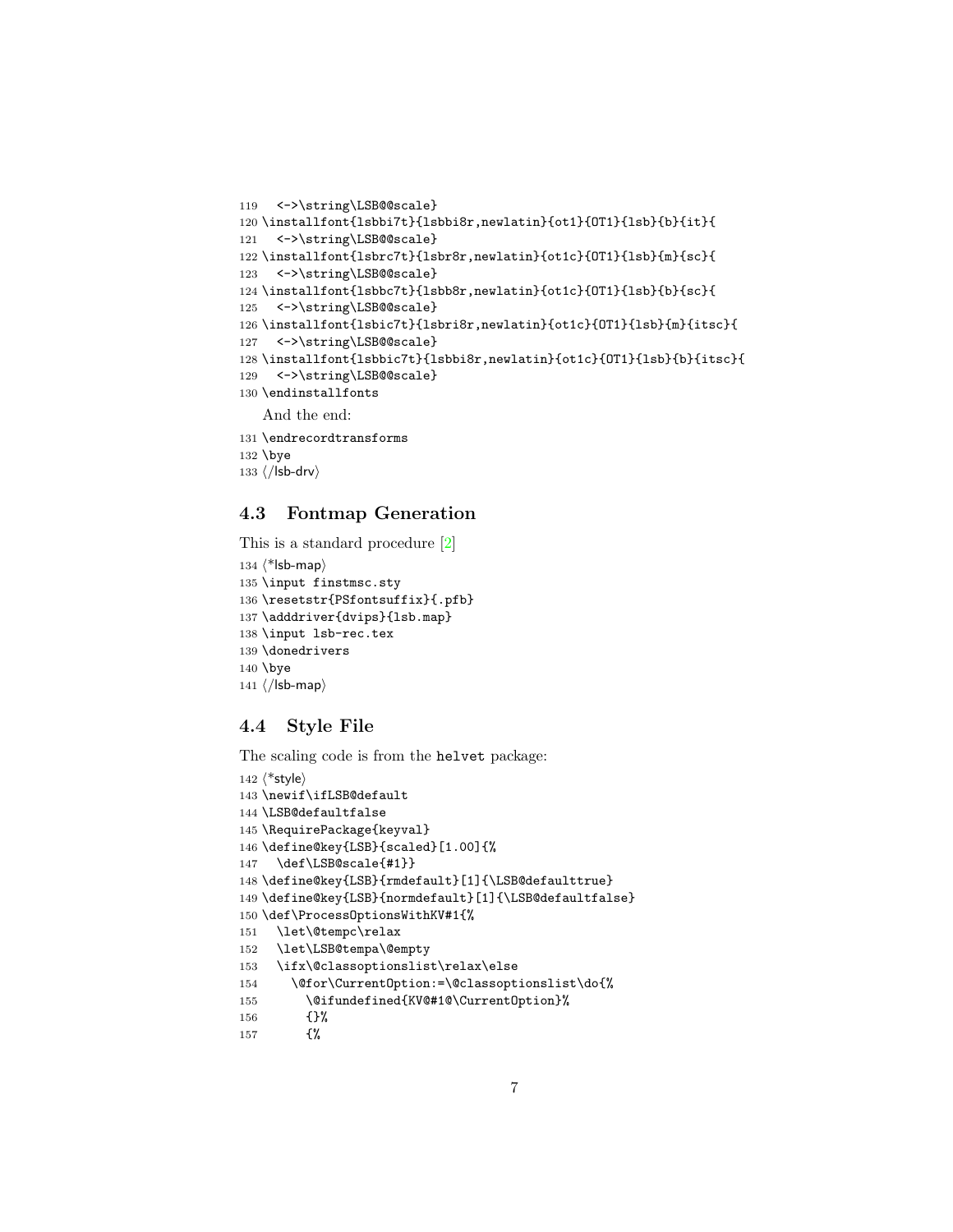```
119   <->\string\LSB@@scale}
120 \installfont{lsbbi7t}{lsbbi8r,newlatin}{ot1}{OT1}{lsb}{b}{it}{
121   <->\string\LSB@@scale}
122 \installfont{lsbrc7t}{lsbr8r,newlatin}{ot1c}{OT1}{lsb}{m}{sc}{
123   <->\string\LSB@@scale}
124 \installfont{lsbbc7t}{lsbb8r,newlatin}{ot1c}{OT1}{lsb}{b}{sc}{
125   <->\string\LSB@@scale}
126 \installfont{lsbic7t}{lsbri8r,newlatin}{ot1c}{OT1}{lsb}{m}{itsc}{
127   <->\string\LSB@@scale}
128 \installfont{lsbbic7t}{lsbbi8r,newlatin}{ot1c}{OT1}{lsb}{b}{itsc}{
129   <->\string\LSB@@scale}
130 \endinstallfonts
```

And the end:

```
131 \endrecordtransforms
132 \bye
133 ⟨/lsb-drv⟩
```

## 4.3 Fontmap Generation

This is a standard procedure [2]

```
134 ⟨*lsb-map⟩
135 \input finstmsc.sty
136 \resetstr{PSfontsuffix}{.pfb}
137 \adddriver{dvips}{lsb.map}
138 \input lsb-rec.tex
139 \donedrivers
140 \bye
141 ⟨/lsb-map⟩
```

## 4.4 Style File

The scaling code is from the helvet package:

```
142 ⟨*style⟩
143 \newif\ifLSB@default
144 \LSB@defaultfalse
145 \RequirePackage{keyval}
146 \define@key{LSB}{scaled}[1.00]{%
147   \def\LSB@scale{#1}}
148 \define@key{LSB}{rmdefault}[1]{\LSB@defaulttrue}
149 \define@key{LSB}{normdefault}[1]{\LSB@defaultfalse}
150 \def\ProcessOptionsWithKV#1{%
151   \let\@tempc\relax
152   \let\LSB@tempa\@empty
153   \ifx\@classoptionslist\relax\else
154     \@for\CurrentOption:=\@classoptionslist\do{%
155       \@ifundefined{KV@#1@\CurrentOption}%
156       {}%
157       {%
```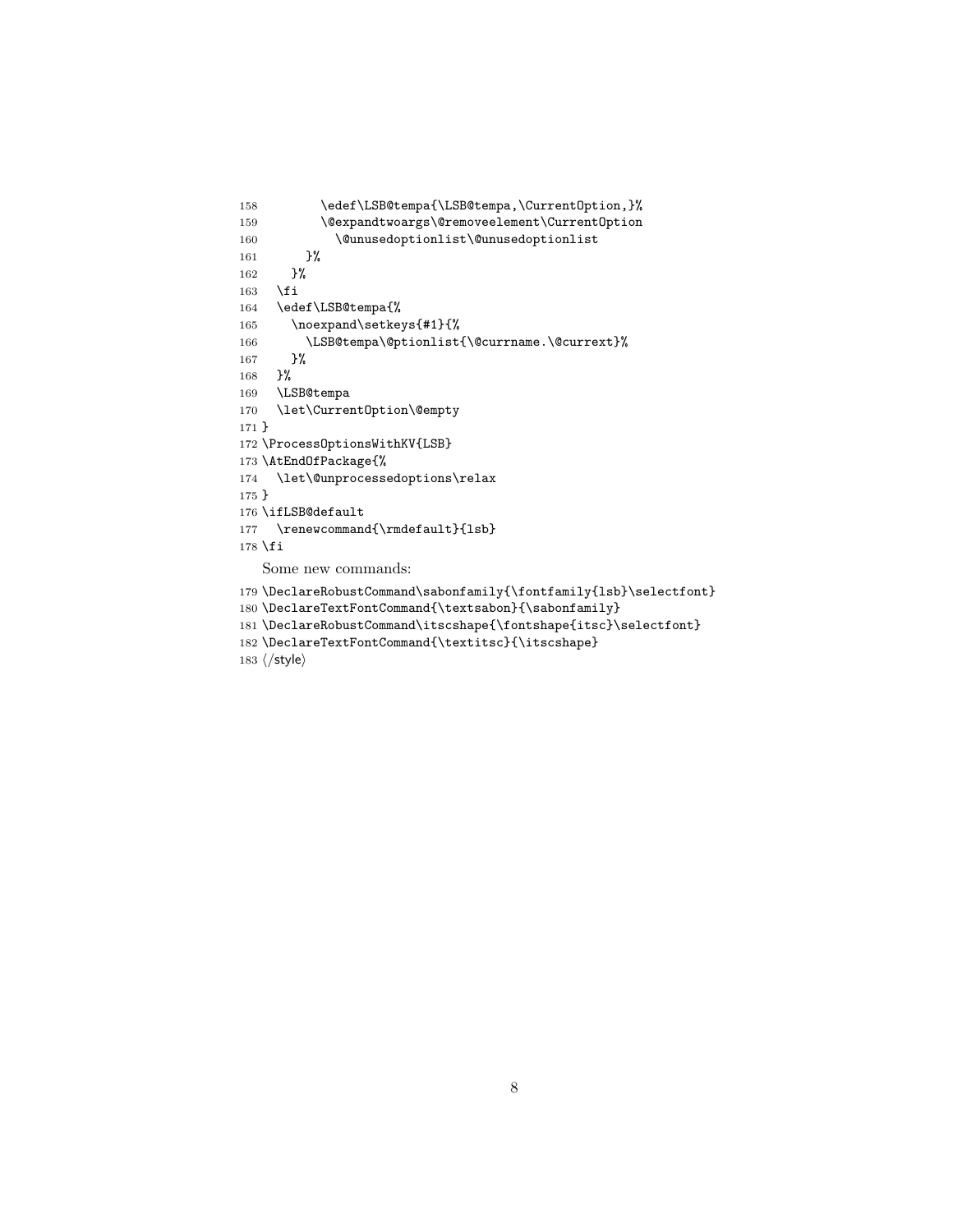```
158        \edef\LSB@tempa{\LSB@tempa,\CurrentOption,}%
159        \@expandtwoargs\@removeelement\CurrentOption
160          \@unusedoptionlist\@unusedoptionlist
161      }%
162    }%
163  \fi
164  \edef\LSB@tempa{%
165    \noexpand\setkeys{#1}{%
166      \LSB@tempa\@ptionlist{\@currname.\@currext}%
167    }%
168  }%
169  \LSB@tempa
170  \let\CurrentOption\@empty
171 }
172 \ProcessOptionsWithKV{LSB}
173 \AtEndOfPackage{%
174  \let\@unprocessedoptions\relax
175 }
176 \ifLSB@default
177  \renewcommand{\rmdefault}{lsb}
178 \fi
```

Some new commands:

```
179 \DeclareRobustCommand\sabonfamily{\fontfamily{lsb}\selectfont}
180 \DeclareTextFontCommand{\textsabon}{\sabonfamily}
181 \DeclareRobustCommand\itscshape{\fontshape{itsc}\selectfont}
182 \DeclareTextFontCommand{\textitsc}{\itscshape}
183 ⟨/style⟩
```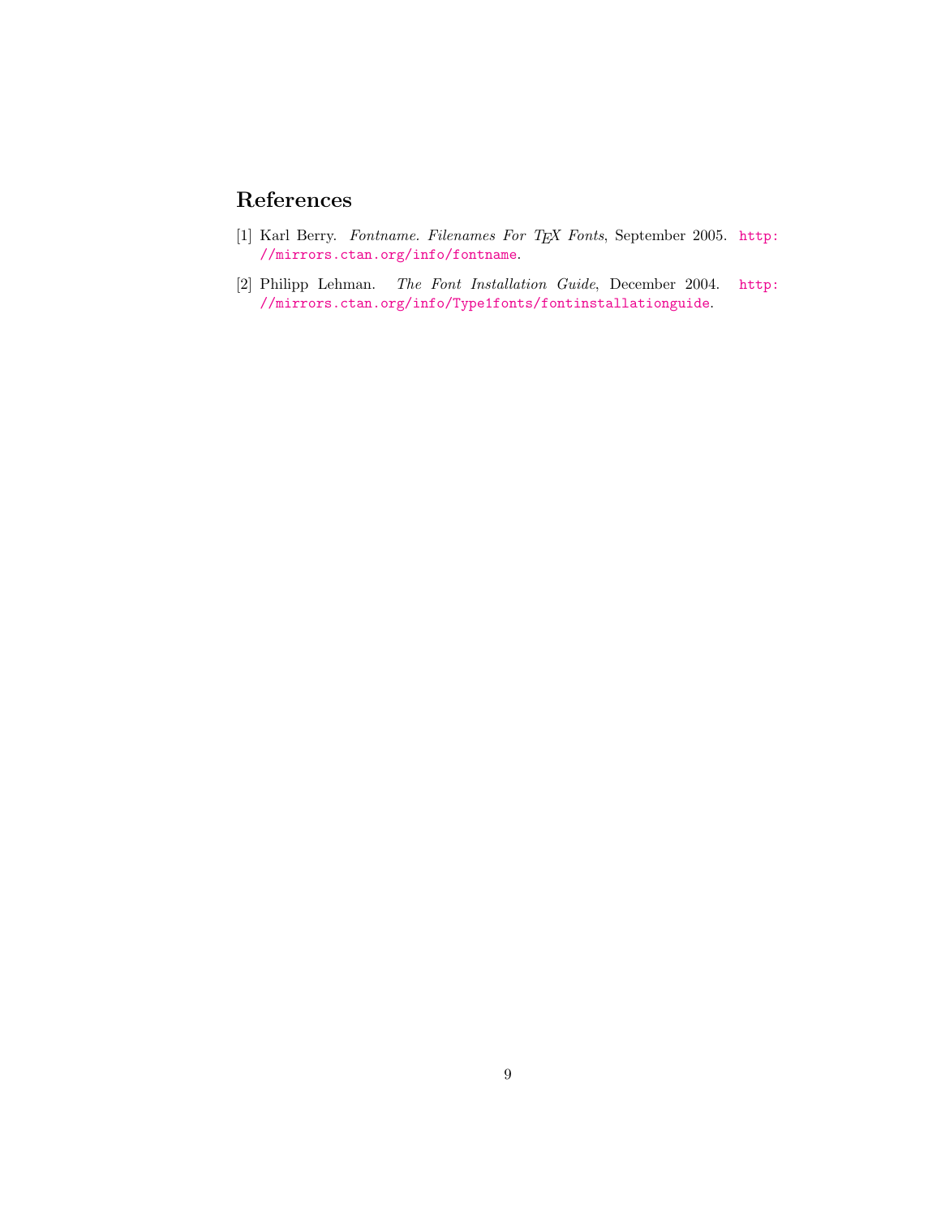# References

[1] Karl Berry. *Fontname. Filenames For TeX Fonts*, September 2005. http://mirrors.ctan.org/info/fontname.

[2] Philipp Lehman. *The Font Installation Guide*, December 2004. http://mirrors.ctan.org/info/Type1fonts/fontinstallationguide.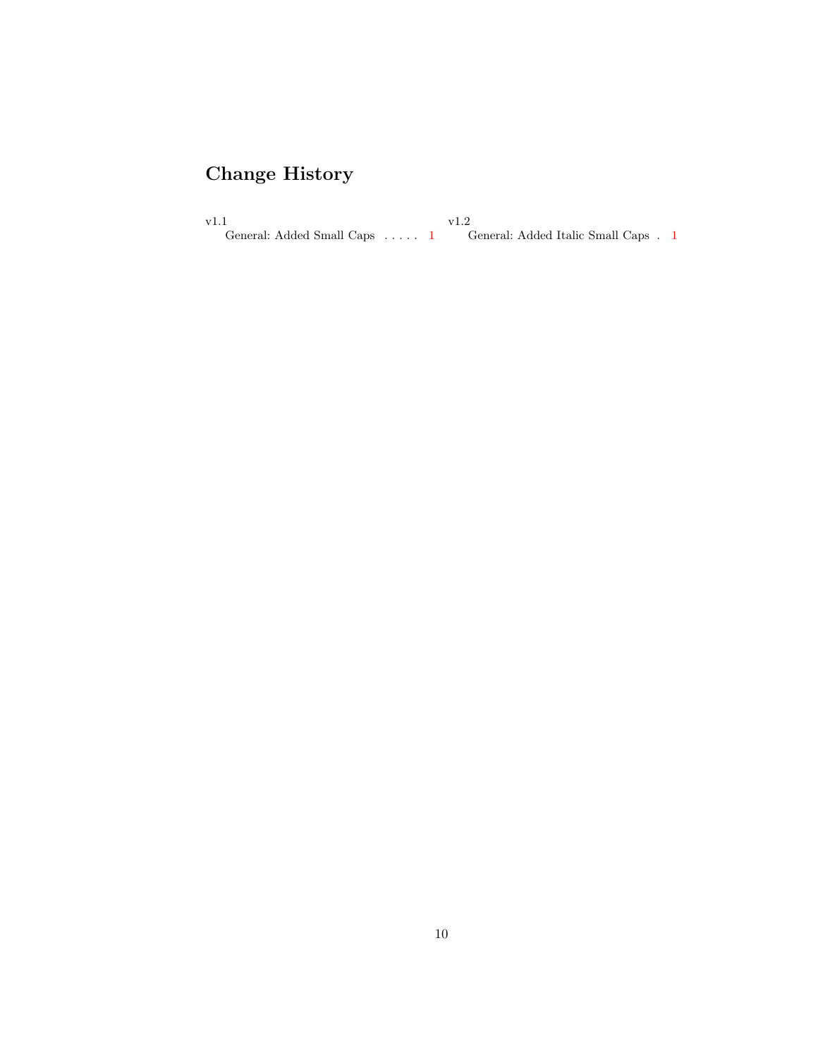# Change History

v1.1

General: Added Small Caps . . . . . 1

v1.2

General: Added Italic Small Caps . 1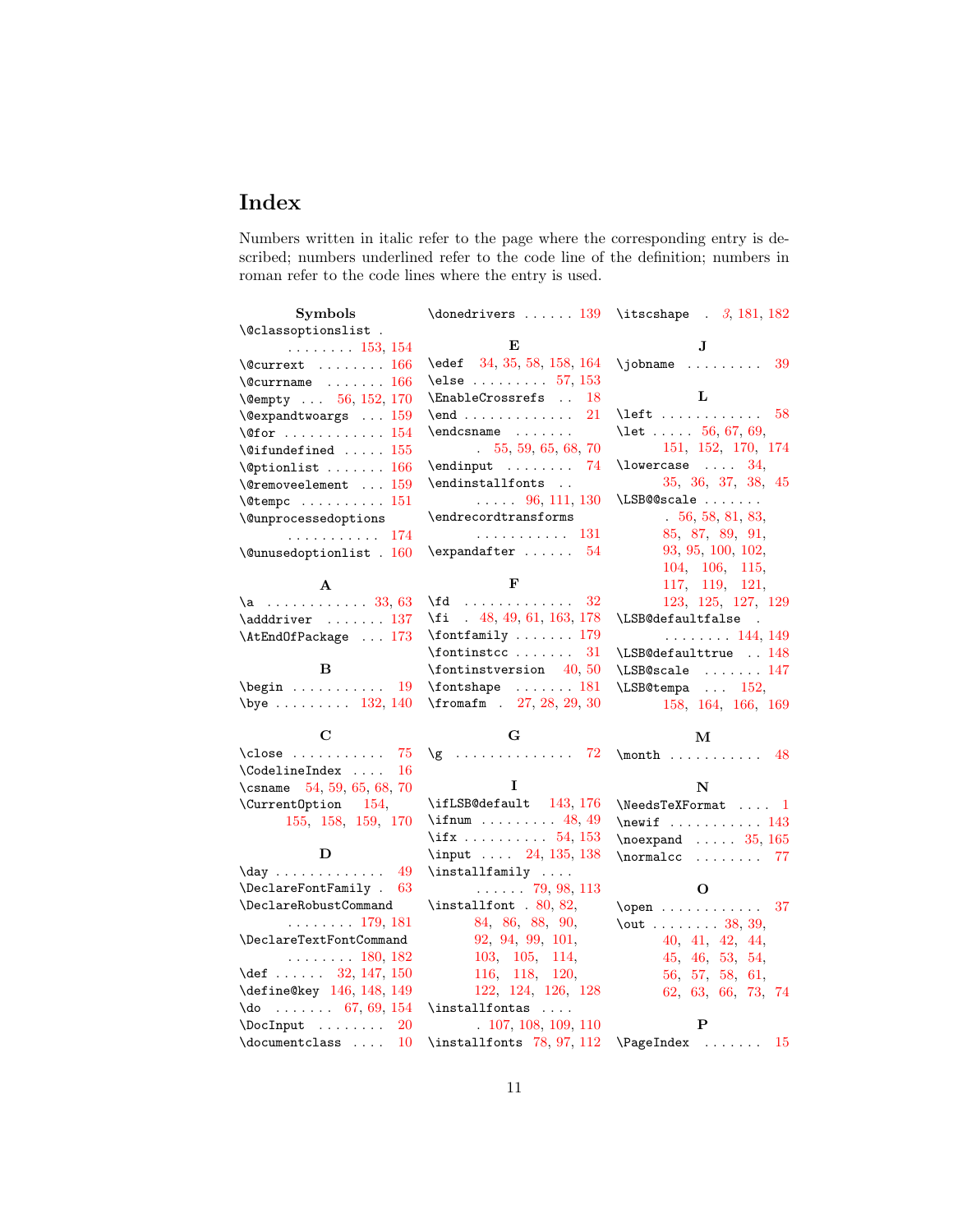# Index

Numbers written in italic refer to the page where the corresponding entry is described; numbers underlined refer to the code line of the definition; numbers in roman refer to the code lines where the entry is used.

### Symbols

\@classoptionslist . . . . . . . . . 153, 154
\@currext . . . . . . . . 166
\@currname . . . . . . . 166
\@empty . . . 56, 152, 170
\@expandtwoargs . . . 159
\@for . . . . . . . . . . . 154
\@ifundefined . . . . . 155
\@ptionlist . . . . . . . 166
\@removeelement . . . 159
\@tempc . . . . . . . . . 151
\@unprocessedoptions . . . . . . . . . . . 174
\@unusedoptionlist . 160

### A

\a . . . . . . . . . . . . 33, 63
\adddriver . . . . . . . 137
\AtEndOfPackage . . . 173

### B

\begin . . . . . . . . . . . 19
\bye . . . . . . . . . 132, 140

### C

\close . . . . . . . . . . . 75
\CodelineIndex . . . . 16
\csname 54, 59, 65, 68, 70
\CurrentOption 154, 155, 158, 159, 170

### D

\day . . . . . . . . . . . . . 49
\DeclareFontFamily . 63
\DeclareRobustCommand . . . . . . . . 179, 181
\DeclareTextFontCommand . . . . . . . . 180, 182
\def . . . . . . 32, 147, 150
\define@key 146, 148, 149
\do . . . . . . . 67, 69, 154
\DocInput . . . . . . . . 20
\documentclass . . . . 10
\donedrivers . . . . . . 139

### E

\edef 34, 35, 58, 158, 164
\else . . . . . . . . . 57, 153
\EnableCrossrefs . . 18
\end . . . . . . . . . . . . . 21
\endcsname . . . . . . . 55, 59, 65, 68, 70
\endinput . . . . . . . . 74
\endinstallfonts . . . . . . . 96, 111, 130
\endrecordtransforms . . . . . . . . . . . 131
\expandafter . . . . . . 54

### F

\fd . . . . . . . . . . . . . 32
\fi . 48, 49, 61, 163, 178
\fontfamily . . . . . . . 179
\fontinstcc . . . . . . . 31
\fontinstversion 40, 50
\fontshape . . . . . . . 181
\fromafm . 27, 28, 29, 30

### G

\g . . . . . . . . . . . . . . 72

### I

\ifLSB@default 143, 176
\ifnum . . . . . . . . . 48, 49
\ifx . . . . . . . . . . 54, 153
\input . . . . 24, 135, 138
\installfamily . . . . . . . . . . 79, 98, 113
\installfont . 80, 82, 84, 86, 88, 90, 92, 94, 99, 101, 103, 105, 114, 116, 118, 120, 122, 124, 126, 128
\installfontas . . . . . 107, 108, 109, 110
\installfonts 78, 97, 112
\itscshape . *3*, 181, 182

### J

\jobname . . . . . . . . . 39

### L

\left . . . . . . . . . . . . 58
\let . . . . . 56, 67, 69, 151, 152, 170, 174
\lowercase . . . . 34, 35, 36, 37, 38, 45
\LSB@@scale . . . . . . . 56, 58, 81, 83, 85, 87, 89, 91, 93, 95, 100, 102, 104, 106, 115, 117, 119, 121, 123, 125, 127, 129
\LSB@defaultfalse . . . . . . . . . 144, 149
\LSB@defaulttrue . . 148
\LSB@scale . . . . . . . 147
\LSB@tempa . . . 152, 158, 164, 166, 169

### M

\month . . . . . . . . . . . 48

### N

\NeedsTeXFormat . . . . 1
\newif . . . . . . . . . . . 143
\noexpand . . . . . 35, 165
\normalcc . . . . . . . . 77

### O

\open . . . . . . . . . . . . 37
\out . . . . . . . . 38, 39, 40, 41, 42, 44, 45, 46, 53, 54, 56, 57, 58, 61, 62, 63, 66, 73, 74

### P

\PageIndex . . . . . . . 15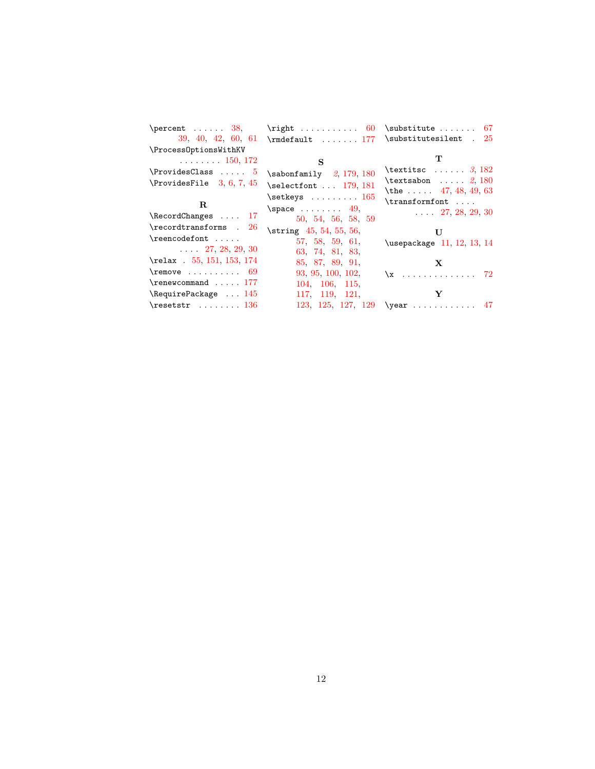\percent . . . . . . 38, 39, 40, 42, 60, 61
\ProcessOptionsWithKV . . . . . . . . 150, 172
\ProvidesClass . . . . . 5
\ProvidesFile 3, 6, 7, 45

**R**

\RecordChanges . . . . 17
\recordtransforms . 26
\reencodefont . . . . . . . . . 27, 28, 29, 30
\relax . 55, 151, 153, 174
\remove . . . . . . . . . . 69
\renewcommand . . . . . 177
\RequirePackage . . . 145
\resetstr . . . . . . . . 136
\right . . . . . . . . . . . 60
\rmdefault . . . . . . . 177

**S**

\sabonfamily *2*, 179, 180
\selectfont . . . 179, 181
\setkeys . . . . . . . . . 165
\space . . . . . . . . 49, 50, 54, 56, 58, 59
\string 45, 54, 55, 56, 57, 58, 59, 61, 63, 74, 81, 83, 85, 87, 89, 91, 93, 95, 100, 102, 104, 106, 115, 117, 119, 121, 123, 125, 127, 129
\substitute . . . . . . . 67
\substitutesilent . 25

**T**

\textitsc . . . . . . *3*, 182
\textsabon . . . . . *2*, 180
\the . . . . . 47, 48, 49, 63
\transformfont . . . . . . . . 27, 28, 29, 30

**U**

\usepackage 11, 12, 13, 14

**X**

\x . . . . . . . . . . . . . . 72

**Y**

\year . . . . . . . . . . . . 47